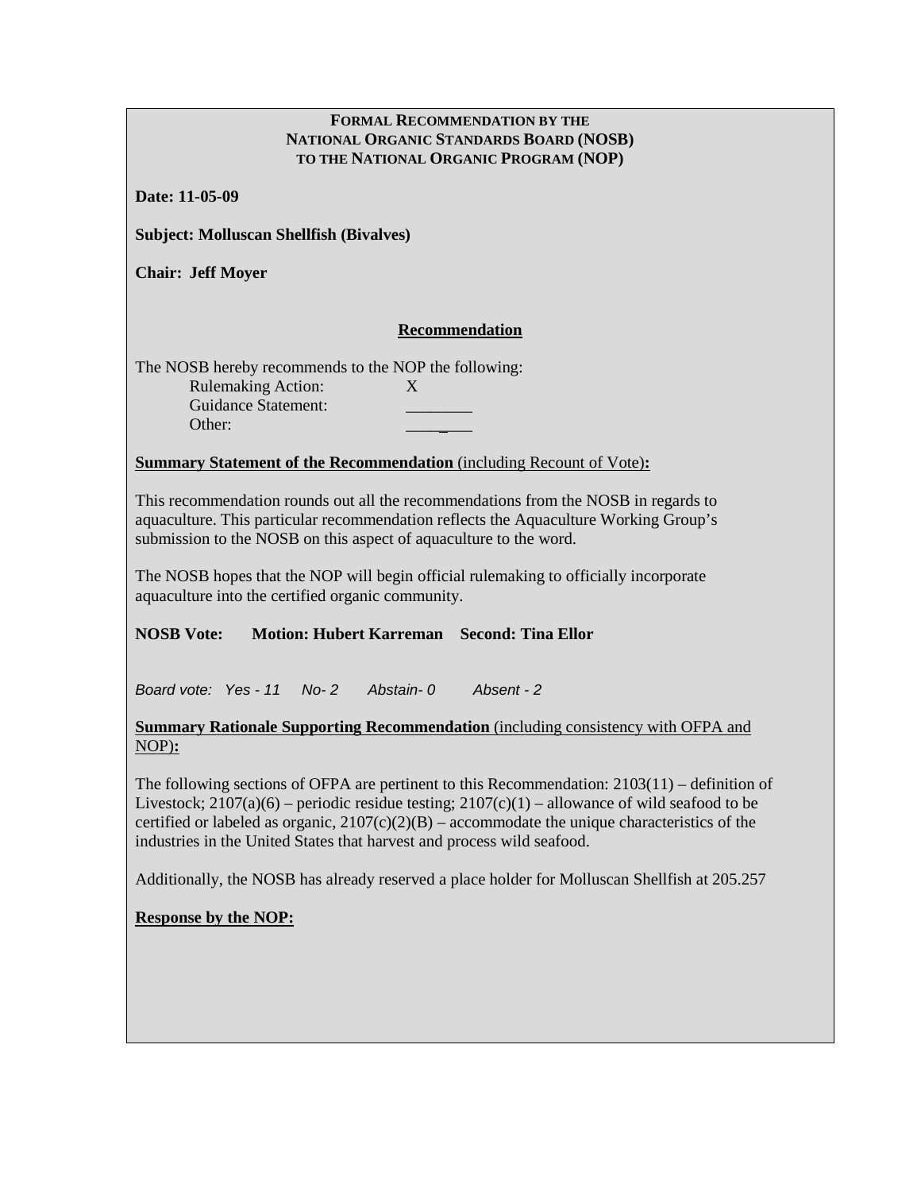**FORMAL RECOMMENDATION BY THE**
**NATIONAL ORGANIC STANDARDS BOARD (NOSB)**
**TO THE NATIONAL ORGANIC PROGRAM (NOP)**

**Date: 11-05-09**

**Subject: Molluscan Shellfish (Bivalves)**

**Chair: Jeff Moyer**

## Recommendation

The NOSB hereby recommends to the NOP the following:

Rulemaking Action: X
Guidance Statement: ________
Other: ________

**Summary Statement of the Recommendation** (including Recount of Vote)**:**

This recommendation rounds out all the recommendations from the NOSB in regards to aquaculture. This particular recommendation reflects the Aquaculture Working Group's submission to the NOSB on this aspect of aquaculture to the word.

The NOSB hopes that the NOP will begin official rulemaking to officially incorporate aquaculture into the certified organic community.

**NOSB Vote: Motion: Hubert Karreman Second: Tina Ellor**

*Board vote: Yes - 11 No- 2 Abstain- 0 Absent - 2*

**Summary Rationale Supporting Recommendation** (including consistency with OFPA and NOP)**:**

The following sections of OFPA are pertinent to this Recommendation: 2103(11) – definition of Livestock; 2107(a)(6) – periodic residue testing; 2107(c)(1) – allowance of wild seafood to be certified or labeled as organic, 2107(c)(2)(B) – accommodate the unique characteristics of the industries in the United States that harvest and process wild seafood.

Additionally, the NOSB has already reserved a place holder for Molluscan Shellfish at 205.257

**Response by the NOP:**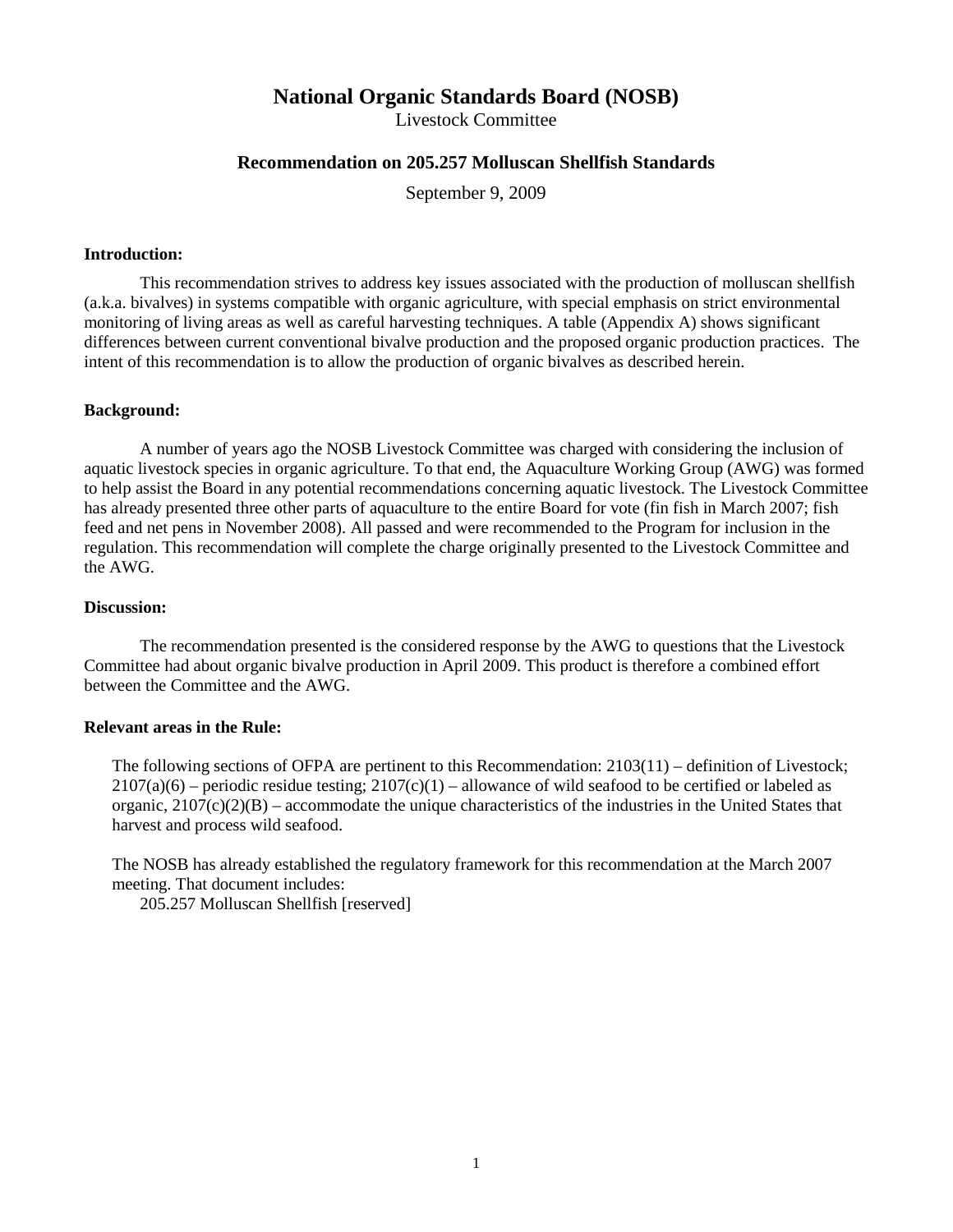# National Organic Standards Board (NOSB)

Livestock Committee

## Recommendation on 205.257 Molluscan Shellfish Standards

September 9, 2009

**Introduction:**

This recommendation strives to address key issues associated with the production of molluscan shellfish (a.k.a. bivalves) in systems compatible with organic agriculture, with special emphasis on strict environmental monitoring of living areas as well as careful harvesting techniques. A table (Appendix A) shows significant differences between current conventional bivalve production and the proposed organic production practices. The intent of this recommendation is to allow the production of organic bivalves as described herein.

**Background:**

A number of years ago the NOSB Livestock Committee was charged with considering the inclusion of aquatic livestock species in organic agriculture. To that end, the Aquaculture Working Group (AWG) was formed to help assist the Board in any potential recommendations concerning aquatic livestock. The Livestock Committee has already presented three other parts of aquaculture to the entire Board for vote (fin fish in March 2007; fish feed and net pens in November 2008). All passed and were recommended to the Program for inclusion in the regulation. This recommendation will complete the charge originally presented to the Livestock Committee and the AWG.

**Discussion:**

The recommendation presented is the considered response by the AWG to questions that the Livestock Committee had about organic bivalve production in April 2009. This product is therefore a combined effort between the Committee and the AWG.

**Relevant areas in the Rule:**

The following sections of OFPA are pertinent to this Recommendation: 2103(11) – definition of Livestock; 2107(a)(6) – periodic residue testing; 2107(c)(1) – allowance of wild seafood to be certified or labeled as organic, 2107(c)(2)(B) – accommodate the unique characteristics of the industries in the United States that harvest and process wild seafood.

The NOSB has already established the regulatory framework for this recommendation at the March 2007 meeting. That document includes:

205.257 Molluscan Shellfish [reserved]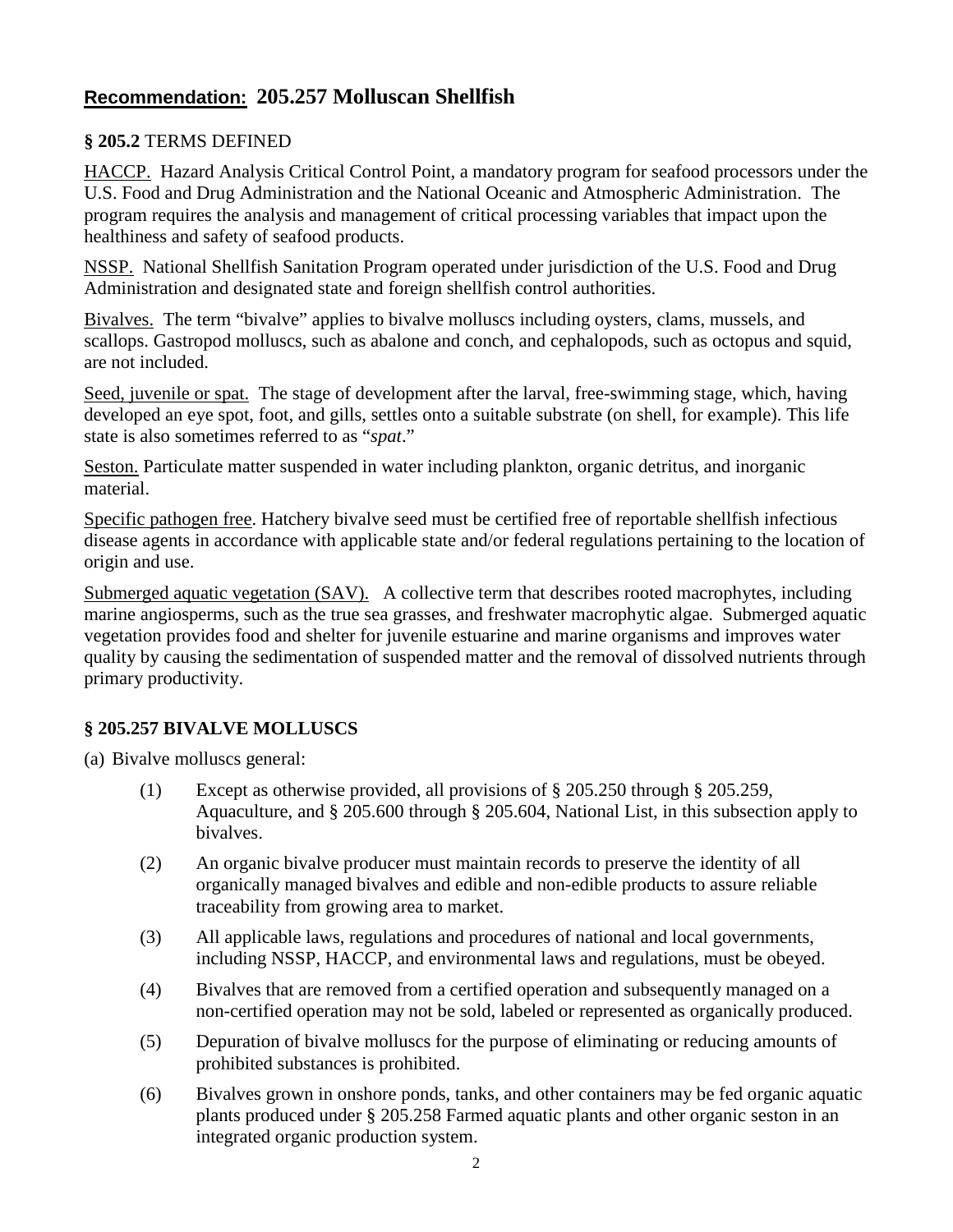## Recommendation: 205.257 Molluscan Shellfish

**§ 205.2** TERMS DEFINED

HACCP. Hazard Analysis Critical Control Point, a mandatory program for seafood processors under the U.S. Food and Drug Administration and the National Oceanic and Atmospheric Administration. The program requires the analysis and management of critical processing variables that impact upon the healthiness and safety of seafood products.

NSSP. National Shellfish Sanitation Program operated under jurisdiction of the U.S. Food and Drug Administration and designated state and foreign shellfish control authorities.

Bivalves. The term "bivalve" applies to bivalve molluscs including oysters, clams, mussels, and scallops. Gastropod molluscs, such as abalone and conch, and cephalopods, such as octopus and squid, are not included.

Seed, juvenile or spat. The stage of development after the larval, free-swimming stage, which, having developed an eye spot, foot, and gills, settles onto a suitable substrate (on shell, for example). This life state is also sometimes referred to as "*spat*."

Seston. Particulate matter suspended in water including plankton, organic detritus, and inorganic material.

Specific pathogen free. Hatchery bivalve seed must be certified free of reportable shellfish infectious disease agents in accordance with applicable state and/or federal regulations pertaining to the location of origin and use.

Submerged aquatic vegetation (SAV). A collective term that describes rooted macrophytes, including marine angiosperms, such as the true sea grasses, and freshwater macrophytic algae. Submerged aquatic vegetation provides food and shelter for juvenile estuarine and marine organisms and improves water quality by causing the sedimentation of suspended matter and the removal of dissolved nutrients through primary productivity.

### § 205.257 BIVALVE MOLLUSCS

(a) Bivalve molluscs general:

(1) Except as otherwise provided, all provisions of § 205.250 through § 205.259, Aquaculture, and § 205.600 through § 205.604, National List, in this subsection apply to bivalves.

(2) An organic bivalve producer must maintain records to preserve the identity of all organically managed bivalves and edible and non-edible products to assure reliable traceability from growing area to market.

(3) All applicable laws, regulations and procedures of national and local governments, including NSSP, HACCP, and environmental laws and regulations, must be obeyed.

(4) Bivalves that are removed from a certified operation and subsequently managed on a non-certified operation may not be sold, labeled or represented as organically produced.

(5) Depuration of bivalve molluscs for the purpose of eliminating or reducing amounts of prohibited substances is prohibited.

(6) Bivalves grown in onshore ponds, tanks, and other containers may be fed organic aquatic plants produced under § 205.258 Farmed aquatic plants and other organic seston in an integrated organic production system.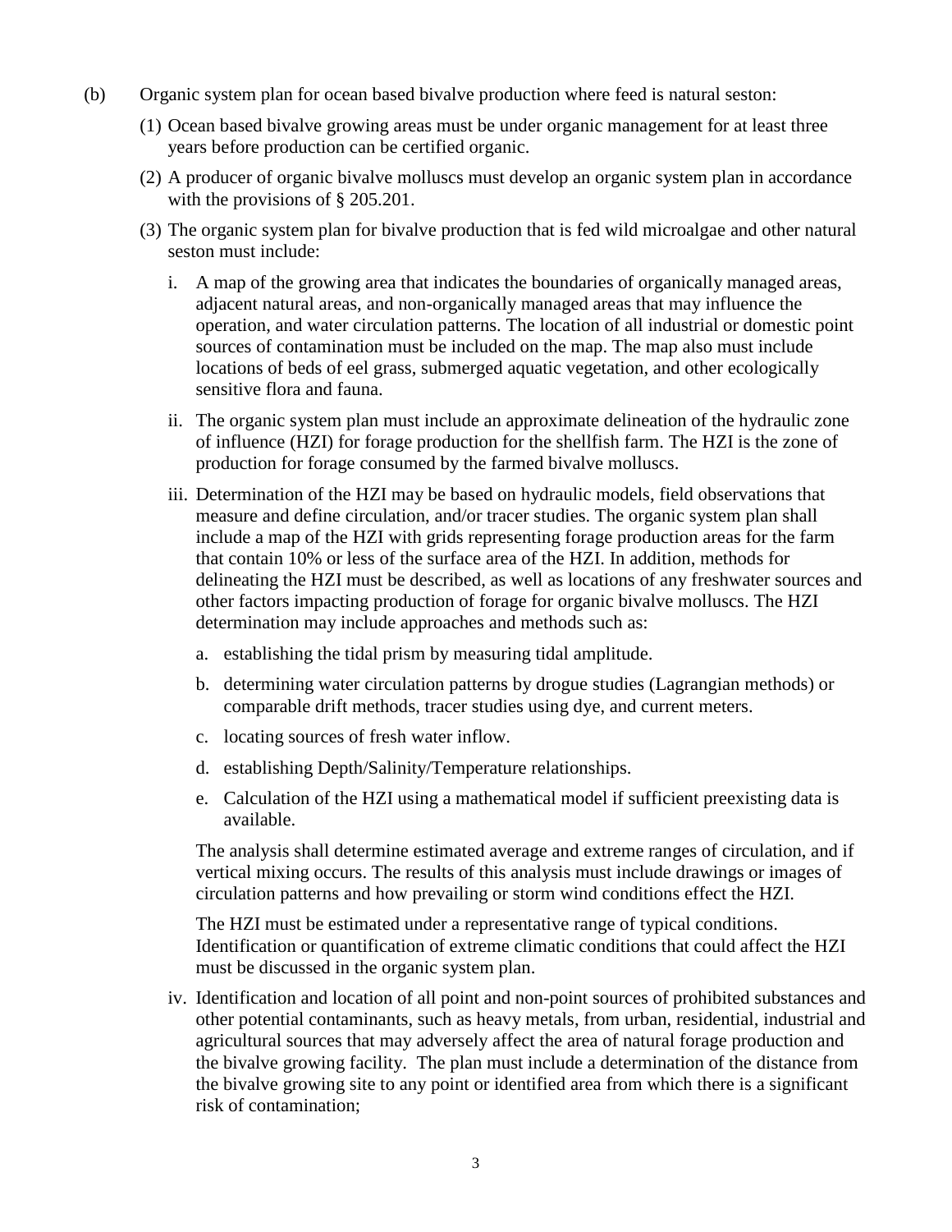(b) Organic system plan for ocean based bivalve production where feed is natural seston:

(1) Ocean based bivalve growing areas must be under organic management for at least three years before production can be certified organic.

(2) A producer of organic bivalve molluscs must develop an organic system plan in accordance with the provisions of § 205.201.

(3) The organic system plan for bivalve production that is fed wild microalgae and other natural seston must include:

i. A map of the growing area that indicates the boundaries of organically managed areas, adjacent natural areas, and non-organically managed areas that may influence the operation, and water circulation patterns. The location of all industrial or domestic point sources of contamination must be included on the map. The map also must include locations of beds of eel grass, submerged aquatic vegetation, and other ecologically sensitive flora and fauna.

ii. The organic system plan must include an approximate delineation of the hydraulic zone of influence (HZI) for forage production for the shellfish farm. The HZI is the zone of production for forage consumed by the farmed bivalve molluscs.

iii. Determination of the HZI may be based on hydraulic models, field observations that measure and define circulation, and/or tracer studies. The organic system plan shall include a map of the HZI with grids representing forage production areas for the farm that contain 10% or less of the surface area of the HZI. In addition, methods for delineating the HZI must be described, as well as locations of any freshwater sources and other factors impacting production of forage for organic bivalve molluscs. The HZI determination may include approaches and methods such as:

a. establishing the tidal prism by measuring tidal amplitude.

b. determining water circulation patterns by drogue studies (Lagrangian methods) or comparable drift methods, tracer studies using dye, and current meters.

c. locating sources of fresh water inflow.

d. establishing Depth/Salinity/Temperature relationships.

e. Calculation of the HZI using a mathematical model if sufficient preexisting data is available.

The analysis shall determine estimated average and extreme ranges of circulation, and if vertical mixing occurs. The results of this analysis must include drawings or images of circulation patterns and how prevailing or storm wind conditions effect the HZI.

The HZI must be estimated under a representative range of typical conditions. Identification or quantification of extreme climatic conditions that could affect the HZI must be discussed in the organic system plan.

iv. Identification and location of all point and non-point sources of prohibited substances and other potential contaminants, such as heavy metals, from urban, residential, industrial and agricultural sources that may adversely affect the area of natural forage production and the bivalve growing facility. The plan must include a determination of the distance from the bivalve growing site to any point or identified area from which there is a significant risk of contamination;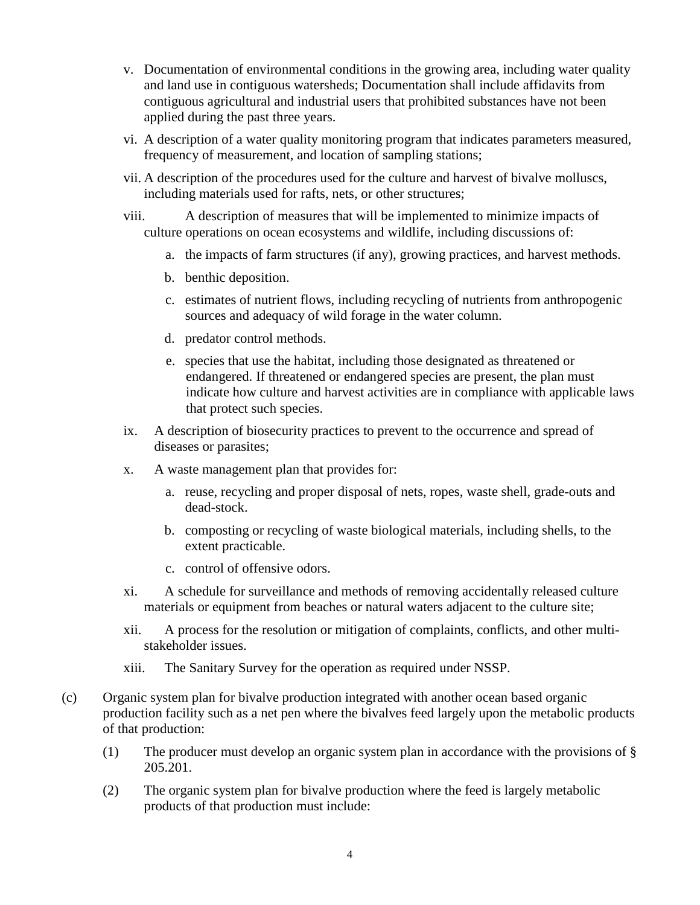v. Documentation of environmental conditions in the growing area, including water quality and land use in contiguous watersheds; Documentation shall include affidavits from contiguous agricultural and industrial users that prohibited substances have not been applied during the past three years.

vi. A description of a water quality monitoring program that indicates parameters measured, frequency of measurement, and location of sampling stations;

vii. A description of the procedures used for the culture and harvest of bivalve molluscs, including materials used for rafts, nets, or other structures;

viii. A description of measures that will be implemented to minimize impacts of culture operations on ocean ecosystems and wildlife, including discussions of:

  a. the impacts of farm structures (if any), growing practices, and harvest methods.

  b. benthic deposition.

  c. estimates of nutrient flows, including recycling of nutrients from anthropogenic sources and adequacy of wild forage in the water column.

  d. predator control methods.

  e. species that use the habitat, including those designated as threatened or endangered. If threatened or endangered species are present, the plan must indicate how culture and harvest activities are in compliance with applicable laws that protect such species.

ix. A description of biosecurity practices to prevent to the occurrence and spread of diseases or parasites;

x. A waste management plan that provides for:

  a. reuse, recycling and proper disposal of nets, ropes, waste shell, grade-outs and dead-stock.

  b. composting or recycling of waste biological materials, including shells, to the extent practicable.

  c. control of offensive odors.

xi. A schedule for surveillance and methods of removing accidentally released culture materials or equipment from beaches or natural waters adjacent to the culture site;

xii. A process for the resolution or mitigation of complaints, conflicts, and other multi-stakeholder issues.

xiii. The Sanitary Survey for the operation as required under NSSP.

(c) Organic system plan for bivalve production integrated with another ocean based organic production facility such as a net pen where the bivalves feed largely upon the metabolic products of that production:

  (1) The producer must develop an organic system plan in accordance with the provisions of § 205.201.

  (2) The organic system plan for bivalve production where the feed is largely metabolic products of that production must include: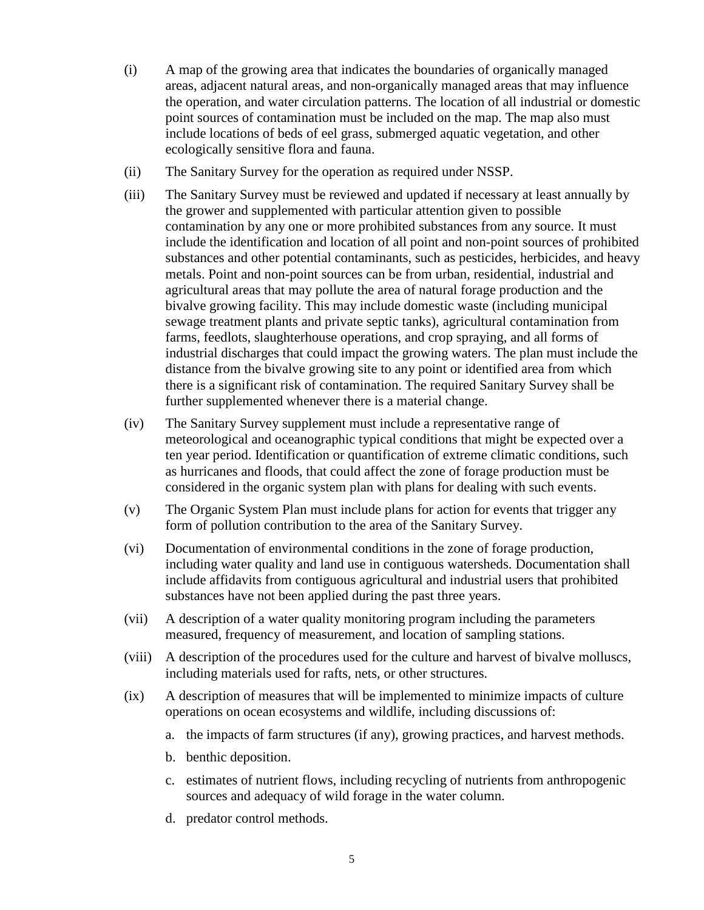(i) A map of the growing area that indicates the boundaries of organically managed areas, adjacent natural areas, and non-organically managed areas that may influence the operation, and water circulation patterns. The location of all industrial or domestic point sources of contamination must be included on the map. The map also must include locations of beds of eel grass, submerged aquatic vegetation, and other ecologically sensitive flora and fauna.

(ii) The Sanitary Survey for the operation as required under NSSP.

(iii) The Sanitary Survey must be reviewed and updated if necessary at least annually by the grower and supplemented with particular attention given to possible contamination by any one or more prohibited substances from any source. It must include the identification and location of all point and non-point sources of prohibited substances and other potential contaminants, such as pesticides, herbicides, and heavy metals. Point and non-point sources can be from urban, residential, industrial and agricultural areas that may pollute the area of natural forage production and the bivalve growing facility. This may include domestic waste (including municipal sewage treatment plants and private septic tanks), agricultural contamination from farms, feedlots, slaughterhouse operations, and crop spraying, and all forms of industrial discharges that could impact the growing waters. The plan must include the distance from the bivalve growing site to any point or identified area from which there is a significant risk of contamination. The required Sanitary Survey shall be further supplemented whenever there is a material change.

(iv) The Sanitary Survey supplement must include a representative range of meteorological and oceanographic typical conditions that might be expected over a ten year period. Identification or quantification of extreme climatic conditions, such as hurricanes and floods, that could affect the zone of forage production must be considered in the organic system plan with plans for dealing with such events.

(v) The Organic System Plan must include plans for action for events that trigger any form of pollution contribution to the area of the Sanitary Survey.

(vi) Documentation of environmental conditions in the zone of forage production, including water quality and land use in contiguous watersheds. Documentation shall include affidavits from contiguous agricultural and industrial users that prohibited substances have not been applied during the past three years.

(vii) A description of a water quality monitoring program including the parameters measured, frequency of measurement, and location of sampling stations.

(viii) A description of the procedures used for the culture and harvest of bivalve molluscs, including materials used for rafts, nets, or other structures.

(ix) A description of measures that will be implemented to minimize impacts of culture operations on ocean ecosystems and wildlife, including discussions of:

a. the impacts of farm structures (if any), growing practices, and harvest methods.

b. benthic deposition.

c. estimates of nutrient flows, including recycling of nutrients from anthropogenic sources and adequacy of wild forage in the water column.

d. predator control methods.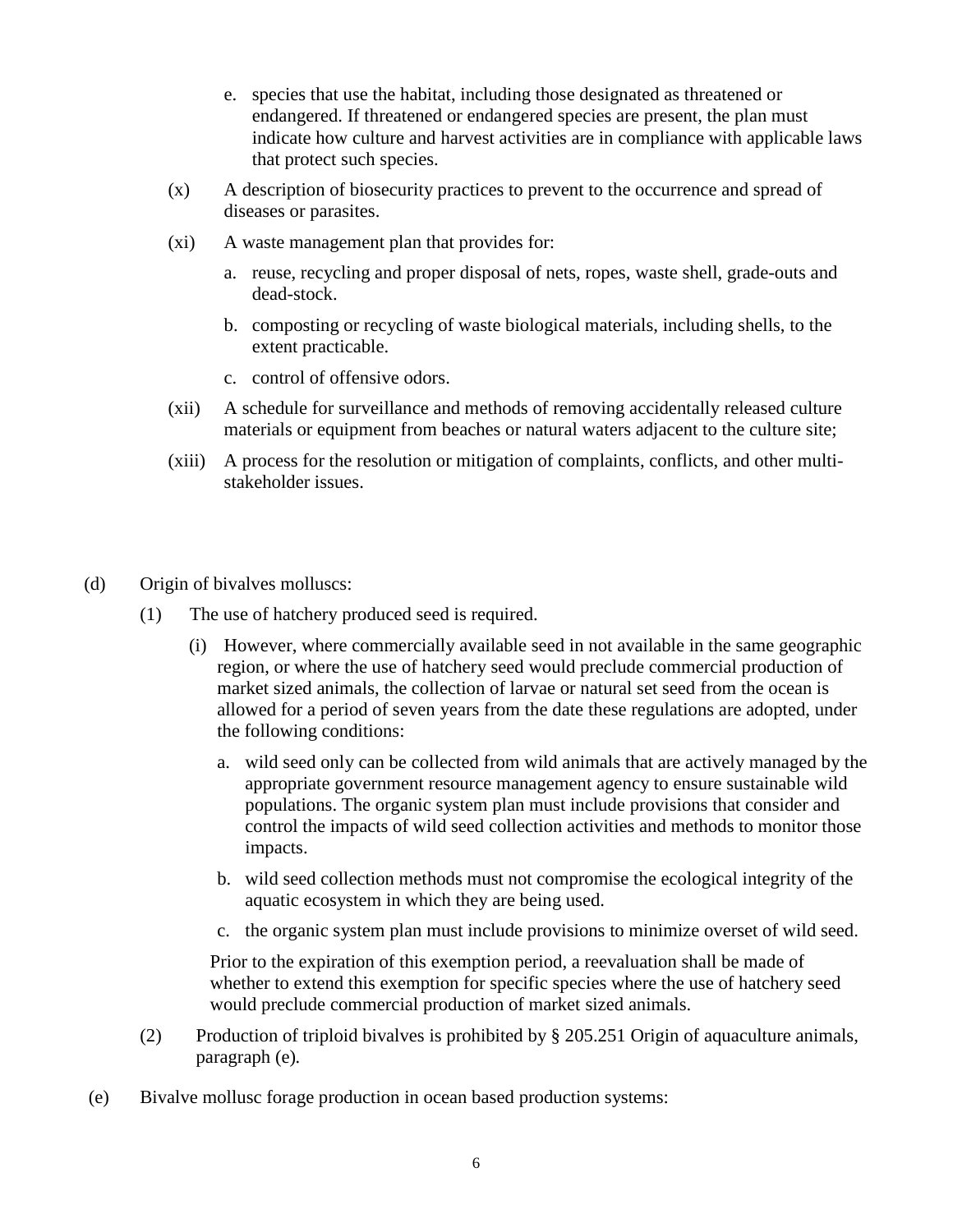e. species that use the habitat, including those designated as threatened or endangered. If threatened or endangered species are present, the plan must indicate how culture and harvest activities are in compliance with applicable laws that protect such species.

(x) A description of biosecurity practices to prevent to the occurrence and spread of diseases or parasites.

(xi) A waste management plan that provides for:

a. reuse, recycling and proper disposal of nets, ropes, waste shell, grade-outs and dead-stock.

b. composting or recycling of waste biological materials, including shells, to the extent practicable.

c. control of offensive odors.

(xii) A schedule for surveillance and methods of removing accidentally released culture materials or equipment from beaches or natural waters adjacent to the culture site;

(xiii) A process for the resolution or mitigation of complaints, conflicts, and other multi-stakeholder issues.

(d) Origin of bivalves molluscs:

(1) The use of hatchery produced seed is required.

(i) However, where commercially available seed in not available in the same geographic region, or where the use of hatchery seed would preclude commercial production of market sized animals, the collection of larvae or natural set seed from the ocean is allowed for a period of seven years from the date these regulations are adopted, under the following conditions:

a. wild seed only can be collected from wild animals that are actively managed by the appropriate government resource management agency to ensure sustainable wild populations. The organic system plan must include provisions that consider and control the impacts of wild seed collection activities and methods to monitor those impacts.

b. wild seed collection methods must not compromise the ecological integrity of the aquatic ecosystem in which they are being used.

c. the organic system plan must include provisions to minimize overset of wild seed.

Prior to the expiration of this exemption period, a reevaluation shall be made of whether to extend this exemption for specific species where the use of hatchery seed would preclude commercial production of market sized animals.

(2) Production of triploid bivalves is prohibited by § 205.251 Origin of aquaculture animals, paragraph (e).

(e) Bivalve mollusc forage production in ocean based production systems: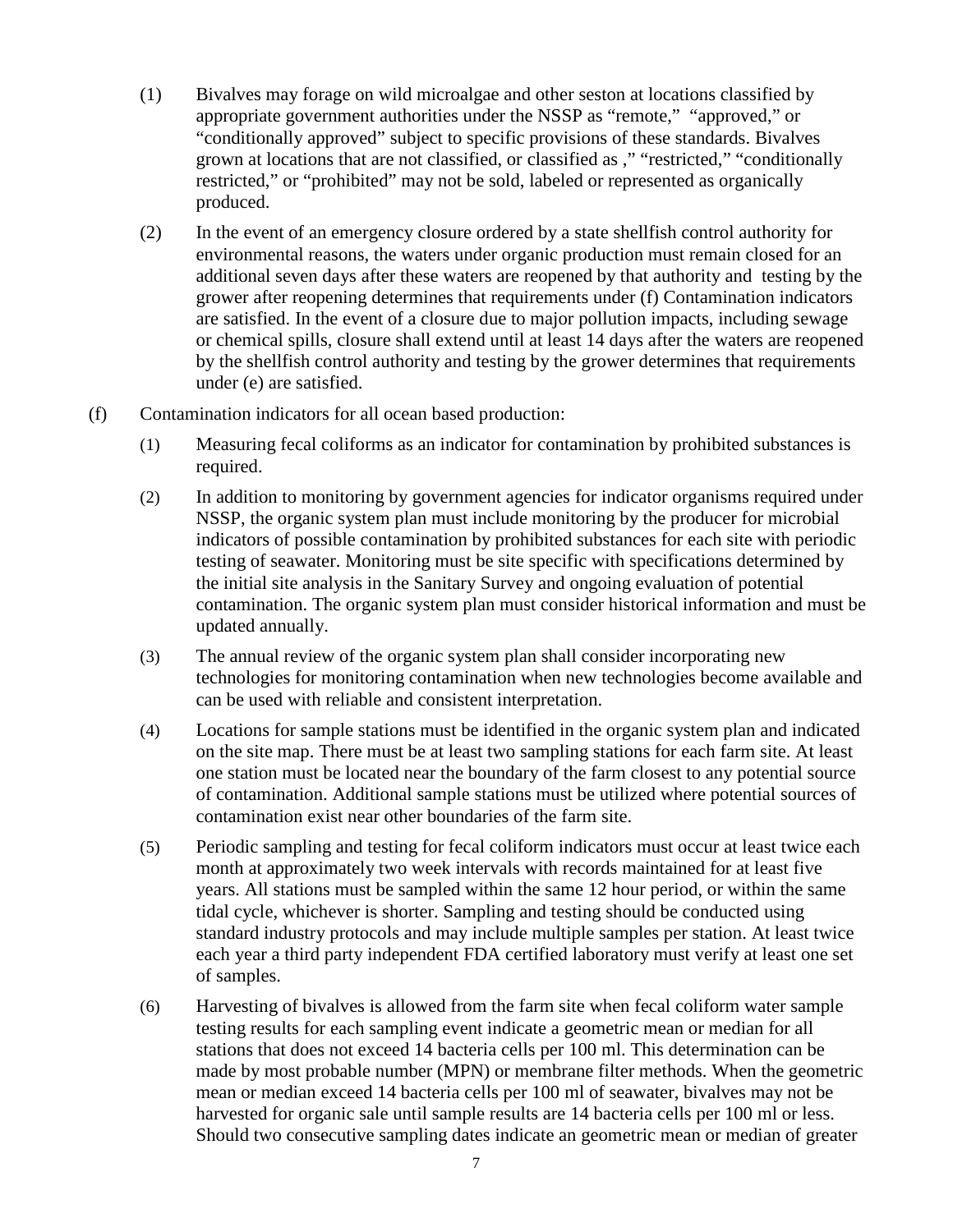(1) Bivalves may forage on wild microalgae and other seston at locations classified by appropriate government authorities under the NSSP as "remote," "approved," or "conditionally approved" subject to specific provisions of these standards. Bivalves grown at locations that are not classified, or classified as ," "restricted," "conditionally restricted," or "prohibited" may not be sold, labeled or represented as organically produced.

(2) In the event of an emergency closure ordered by a state shellfish control authority for environmental reasons, the waters under organic production must remain closed for an additional seven days after these waters are reopened by that authority and testing by the grower after reopening determines that requirements under (f) Contamination indicators are satisfied. In the event of a closure due to major pollution impacts, including sewage or chemical spills, closure shall extend until at least 14 days after the waters are reopened by the shellfish control authority and testing by the grower determines that requirements under (e) are satisfied.

(f) Contamination indicators for all ocean based production:

(1) Measuring fecal coliforms as an indicator for contamination by prohibited substances is required.

(2) In addition to monitoring by government agencies for indicator organisms required under NSSP, the organic system plan must include monitoring by the producer for microbial indicators of possible contamination by prohibited substances for each site with periodic testing of seawater. Monitoring must be site specific with specifications determined by the initial site analysis in the Sanitary Survey and ongoing evaluation of potential contamination. The organic system plan must consider historical information and must be updated annually.

(3) The annual review of the organic system plan shall consider incorporating new technologies for monitoring contamination when new technologies become available and can be used with reliable and consistent interpretation.

(4) Locations for sample stations must be identified in the organic system plan and indicated on the site map. There must be at least two sampling stations for each farm site. At least one station must be located near the boundary of the farm closest to any potential source of contamination. Additional sample stations must be utilized where potential sources of contamination exist near other boundaries of the farm site.

(5) Periodic sampling and testing for fecal coliform indicators must occur at least twice each month at approximately two week intervals with records maintained for at least five years. All stations must be sampled within the same 12 hour period, or within the same tidal cycle, whichever is shorter. Sampling and testing should be conducted using standard industry protocols and may include multiple samples per station. At least twice each year a third party independent FDA certified laboratory must verify at least one set of samples.

(6) Harvesting of bivalves is allowed from the farm site when fecal coliform water sample testing results for each sampling event indicate a geometric mean or median for all stations that does not exceed 14 bacteria cells per 100 ml. This determination can be made by most probable number (MPN) or membrane filter methods. When the geometric mean or median exceed 14 bacteria cells per 100 ml of seawater, bivalves may not be harvested for organic sale until sample results are 14 bacteria cells per 100 ml or less. Should two consecutive sampling dates indicate an geometric mean or median of greater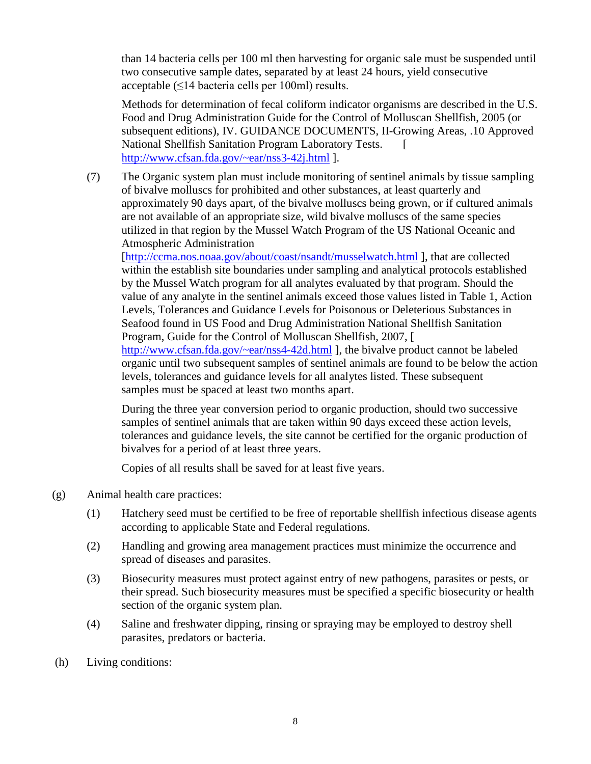than 14 bacteria cells per 100 ml then harvesting for organic sale must be suspended until two consecutive sample dates, separated by at least 24 hours, yield consecutive acceptable (≤14 bacteria cells per 100ml) results.

Methods for determination of fecal coliform indicator organisms are described in the U.S. Food and Drug Administration Guide for the Control of Molluscan Shellfish, 2005 (or subsequent editions), IV. GUIDANCE DOCUMENTS, II-Growing Areas, .10 Approved National Shellfish Sanitation Program Laboratory Tests. [ http://www.cfsan.fda.gov/~ear/nss3-42j.html ].

(7) The Organic system plan must include monitoring of sentinel animals by tissue sampling of bivalve molluscs for prohibited and other substances, at least quarterly and approximately 90 days apart, of the bivalve molluscs being grown, or if cultured animals are not available of an appropriate size, wild bivalve molluscs of the same species utilized in that region by the Mussel Watch Program of the US National Oceanic and Atmospheric Administration [http://ccma.nos.noaa.gov/about/coast/nsandt/musselwatch.html ], that are collected within the establish site boundaries under sampling and analytical protocols established by the Mussel Watch program for all analytes evaluated by that program. Should the value of any analyte in the sentinel animals exceed those values listed in Table 1, Action Levels, Tolerances and Guidance Levels for Poisonous or Deleterious Substances in Seafood found in US Food and Drug Administration National Shellfish Sanitation Program, Guide for the Control of Molluscan Shellfish, 2007, [ http://www.cfsan.fda.gov/~ear/nss4-42d.html ], the bivalve product cannot be labeled organic until two subsequent samples of sentinel animals are found to be below the action levels, tolerances and guidance levels for all analytes listed. These subsequent samples must be spaced at least two months apart.

During the three year conversion period to organic production, should two successive samples of sentinel animals that are taken within 90 days exceed these action levels, tolerances and guidance levels, the site cannot be certified for the organic production of bivalves for a period of at least three years.

Copies of all results shall be saved for at least five years.

(g) Animal health care practices:

(1) Hatchery seed must be certified to be free of reportable shellfish infectious disease agents according to applicable State and Federal regulations.

(2) Handling and growing area management practices must minimize the occurrence and spread of diseases and parasites.

(3) Biosecurity measures must protect against entry of new pathogens, parasites or pests, or their spread. Such biosecurity measures must be specified a specific biosecurity or health section of the organic system plan.

(4) Saline and freshwater dipping, rinsing or spraying may be employed to destroy shell parasites, predators or bacteria.

(h) Living conditions: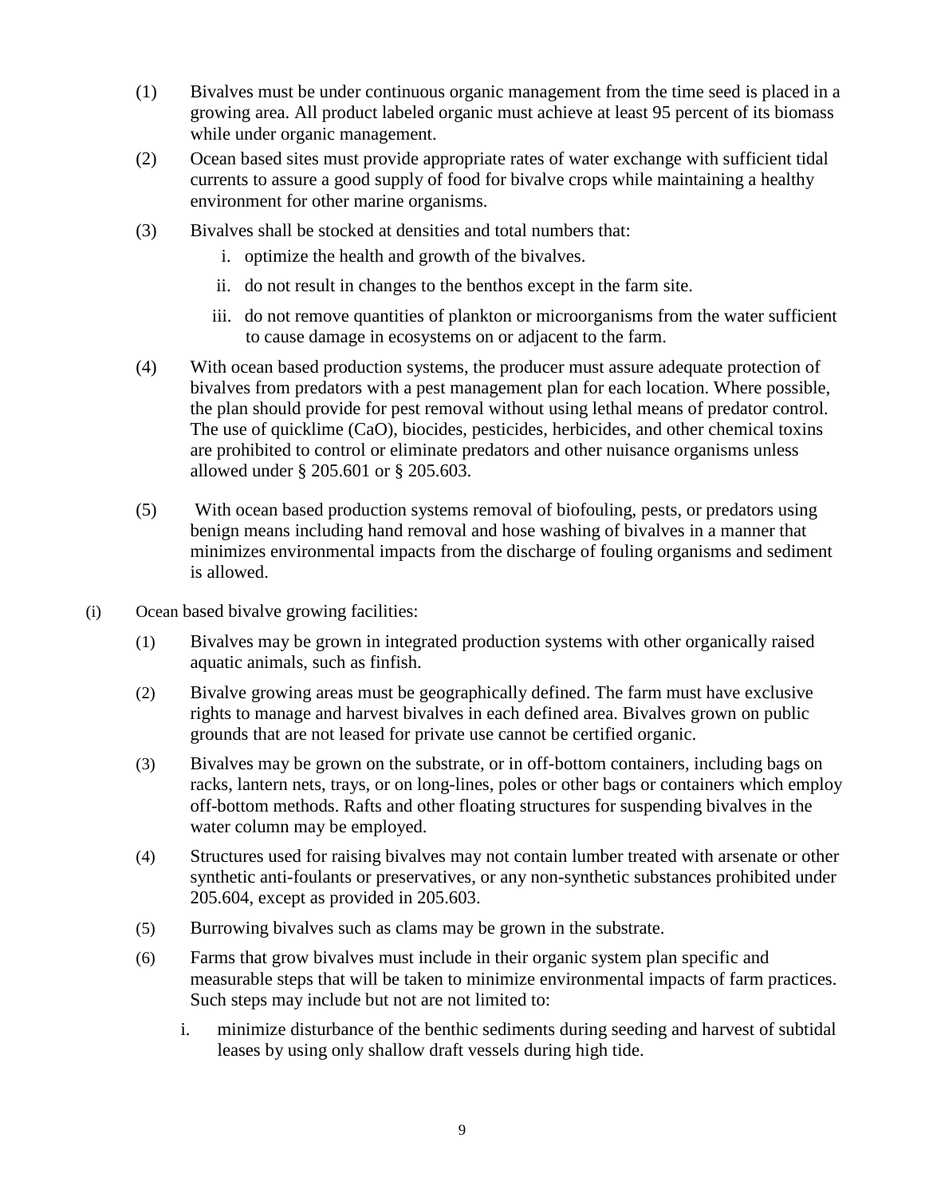(1) Bivalves must be under continuous organic management from the time seed is placed in a growing area. All product labeled organic must achieve at least 95 percent of its biomass while under organic management.

(2) Ocean based sites must provide appropriate rates of water exchange with sufficient tidal currents to assure a good supply of food for bivalve crops while maintaining a healthy environment for other marine organisms.

(3) Bivalves shall be stocked at densities and total numbers that:

   i. optimize the health and growth of the bivalves.

   ii. do not result in changes to the benthos except in the farm site.

   iii. do not remove quantities of plankton or microorganisms from the water sufficient to cause damage in ecosystems on or adjacent to the farm.

(4) With ocean based production systems, the producer must assure adequate protection of bivalves from predators with a pest management plan for each location. Where possible, the plan should provide for pest removal without using lethal means of predator control. The use of quicklime (CaO), biocides, pesticides, herbicides, and other chemical toxins are prohibited to control or eliminate predators and other nuisance organisms unless allowed under § 205.601 or § 205.603.

(5) With ocean based production systems removal of biofouling, pests, or predators using benign means including hand removal and hose washing of bivalves in a manner that minimizes environmental impacts from the discharge of fouling organisms and sediment is allowed.

(i) Ocean based bivalve growing facilities:

(1) Bivalves may be grown in integrated production systems with other organically raised aquatic animals, such as finfish.

(2) Bivalve growing areas must be geographically defined. The farm must have exclusive rights to manage and harvest bivalves in each defined area. Bivalves grown on public grounds that are not leased for private use cannot be certified organic.

(3) Bivalves may be grown on the substrate, or in off-bottom containers, including bags on racks, lantern nets, trays, or on long-lines, poles or other bags or containers which employ off-bottom methods. Rafts and other floating structures for suspending bivalves in the water column may be employed.

(4) Structures used for raising bivalves may not contain lumber treated with arsenate or other synthetic anti-foulants or preservatives, or any non-synthetic substances prohibited under 205.604, except as provided in 205.603.

(5) Burrowing bivalves such as clams may be grown in the substrate.

(6) Farms that grow bivalves must include in their organic system plan specific and measurable steps that will be taken to minimize environmental impacts of farm practices. Such steps may include but not are not limited to:

   i. minimize disturbance of the benthic sediments during seeding and harvest of subtidal leases by using only shallow draft vessels during high tide.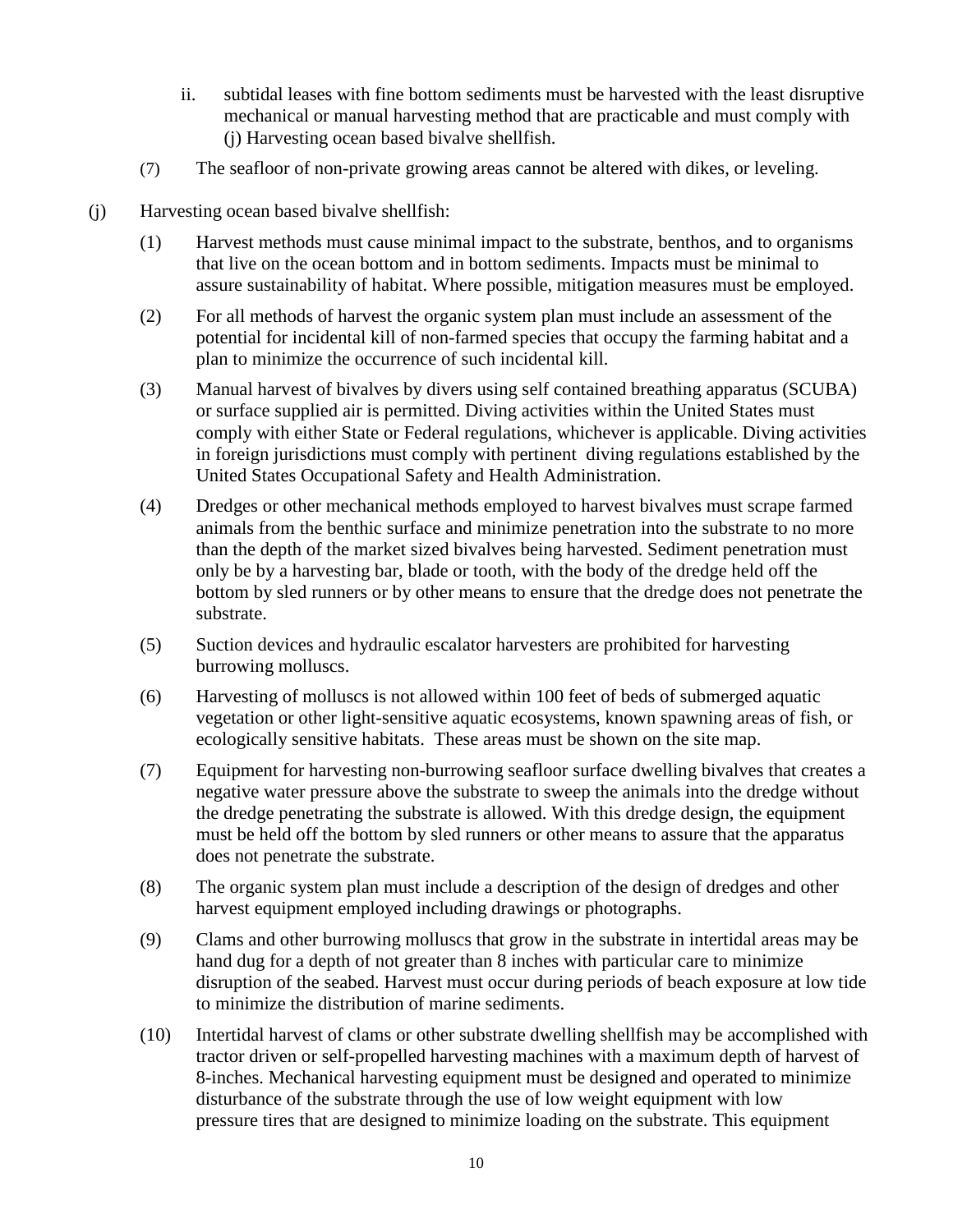ii. subtidal leases with fine bottom sediments must be harvested with the least disruptive mechanical or manual harvesting method that are practicable and must comply with (j) Harvesting ocean based bivalve shellfish.

(7) The seafloor of non-private growing areas cannot be altered with dikes, or leveling.

(j) Harvesting ocean based bivalve shellfish:

(1) Harvest methods must cause minimal impact to the substrate, benthos, and to organisms that live on the ocean bottom and in bottom sediments. Impacts must be minimal to assure sustainability of habitat. Where possible, mitigation measures must be employed.

(2) For all methods of harvest the organic system plan must include an assessment of the potential for incidental kill of non-farmed species that occupy the farming habitat and a plan to minimize the occurrence of such incidental kill.

(3) Manual harvest of bivalves by divers using self contained breathing apparatus (SCUBA) or surface supplied air is permitted. Diving activities within the United States must comply with either State or Federal regulations, whichever is applicable. Diving activities in foreign jurisdictions must comply with pertinent diving regulations established by the United States Occupational Safety and Health Administration.

(4) Dredges or other mechanical methods employed to harvest bivalves must scrape farmed animals from the benthic surface and minimize penetration into the substrate to no more than the depth of the market sized bivalves being harvested. Sediment penetration must only be by a harvesting bar, blade or tooth, with the body of the dredge held off the bottom by sled runners or by other means to ensure that the dredge does not penetrate the substrate.

(5) Suction devices and hydraulic escalator harvesters are prohibited for harvesting burrowing molluscs.

(6) Harvesting of molluscs is not allowed within 100 feet of beds of submerged aquatic vegetation or other light-sensitive aquatic ecosystems, known spawning areas of fish, or ecologically sensitive habitats. These areas must be shown on the site map.

(7) Equipment for harvesting non-burrowing seafloor surface dwelling bivalves that creates a negative water pressure above the substrate to sweep the animals into the dredge without the dredge penetrating the substrate is allowed. With this dredge design, the equipment must be held off the bottom by sled runners or other means to assure that the apparatus does not penetrate the substrate.

(8) The organic system plan must include a description of the design of dredges and other harvest equipment employed including drawings or photographs.

(9) Clams and other burrowing molluscs that grow in the substrate in intertidal areas may be hand dug for a depth of not greater than 8 inches with particular care to minimize disruption of the seabed. Harvest must occur during periods of beach exposure at low tide to minimize the distribution of marine sediments.

(10) Intertidal harvest of clams or other substrate dwelling shellfish may be accomplished with tractor driven or self-propelled harvesting machines with a maximum depth of harvest of 8-inches. Mechanical harvesting equipment must be designed and operated to minimize disturbance of the substrate through the use of low weight equipment with low pressure tires that are designed to minimize loading on the substrate. This equipment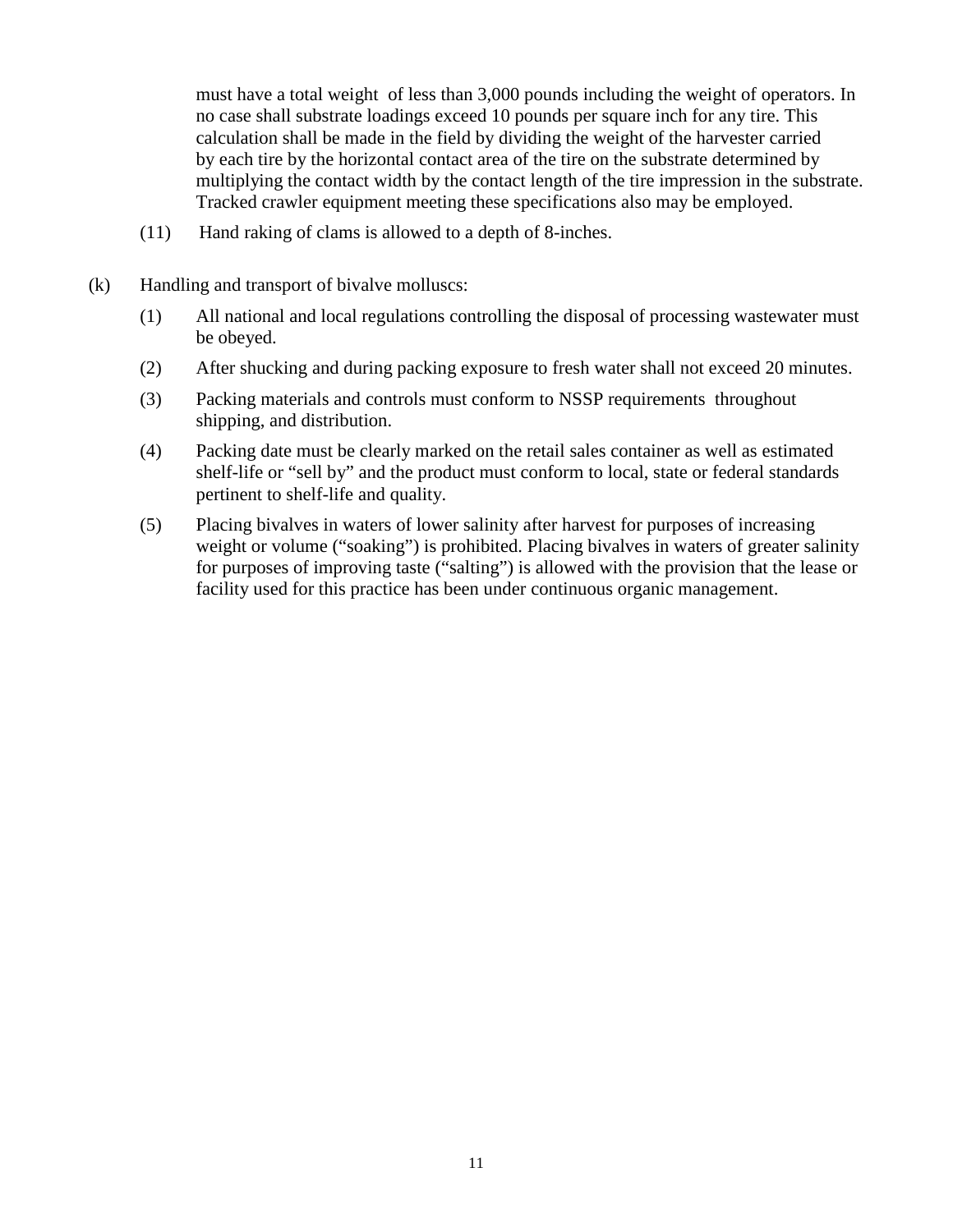must have a total weight of less than 3,000 pounds including the weight of operators. In no case shall substrate loadings exceed 10 pounds per square inch for any tire. This calculation shall be made in the field by dividing the weight of the harvester carried by each tire by the horizontal contact area of the tire on the substrate determined by multiplying the contact width by the contact length of the tire impression in the substrate. Tracked crawler equipment meeting these specifications also may be employed.

(11) Hand raking of clams is allowed to a depth of 8-inches.

(k) Handling and transport of bivalve molluscs:

(1) All national and local regulations controlling the disposal of processing wastewater must be obeyed.

(2) After shucking and during packing exposure to fresh water shall not exceed 20 minutes.

(3) Packing materials and controls must conform to NSSP requirements throughout shipping, and distribution.

(4) Packing date must be clearly marked on the retail sales container as well as estimated shelf-life or "sell by" and the product must conform to local, state or federal standards pertinent to shelf-life and quality.

(5) Placing bivalves in waters of lower salinity after harvest for purposes of increasing weight or volume ("soaking") is prohibited. Placing bivalves in waters of greater salinity for purposes of improving taste ("salting") is allowed with the provision that the lease or facility used for this practice has been under continuous organic management.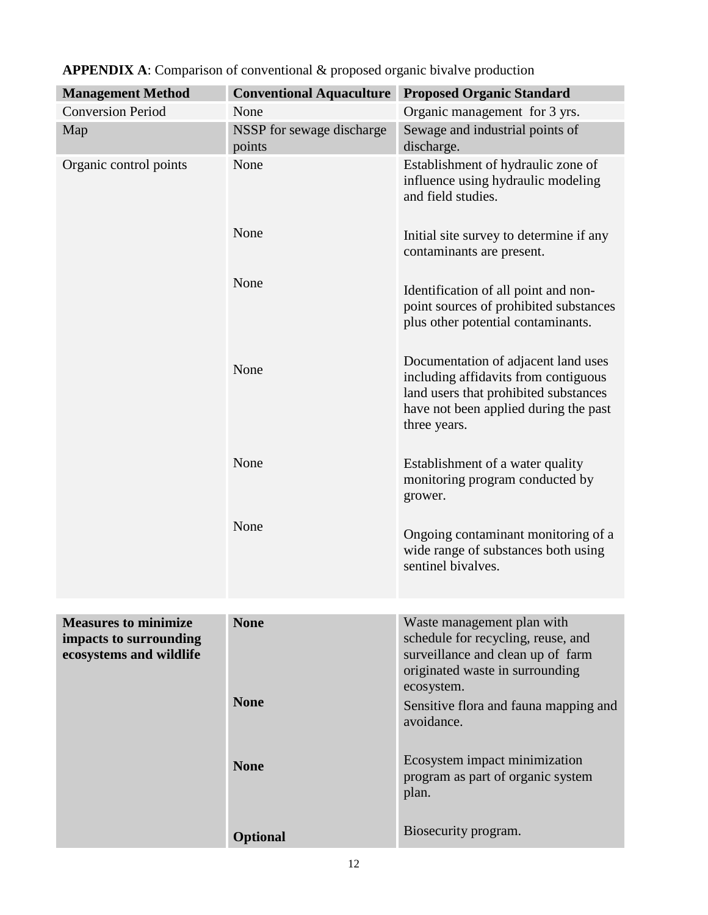**APPENDIX A**: Comparison of conventional & proposed organic bivalve production

| Management Method | Conventional Aquaculture | Proposed Organic Standard |
|---|---|---|
| Conversion Period | None | Organic management for 3 yrs. |
| Map | NSSP for sewage discharge points | Sewage and industrial points of discharge. |
| Organic control points | None | Establishment of hydraulic zone of influence using hydraulic modeling and field studies. |
| | None | Initial site survey to determine if any contaminants are present. |
| | None | Identification of all point and non-point sources of prohibited substances plus other potential contaminants. |
| | None | Documentation of adjacent land uses including affidavits from contiguous land users that prohibited substances have not been applied during the past three years. |
| | None | Establishment of a water quality monitoring program conducted by grower. |
| | None | Ongoing contaminant monitoring of a wide range of substances both using sentinel bivalves. |
| **Measures to minimize impacts to surrounding ecosystems and wildlife** | **None** | Waste management plan with schedule for recycling, reuse, and surveillance and clean up of farm originated waste in surrounding ecosystem. |
| | **None** | Sensitive flora and fauna mapping and avoidance. |
| | **None** | Ecosystem impact minimization program as part of organic system plan. |
| | **Optional** | Biosecurity program. |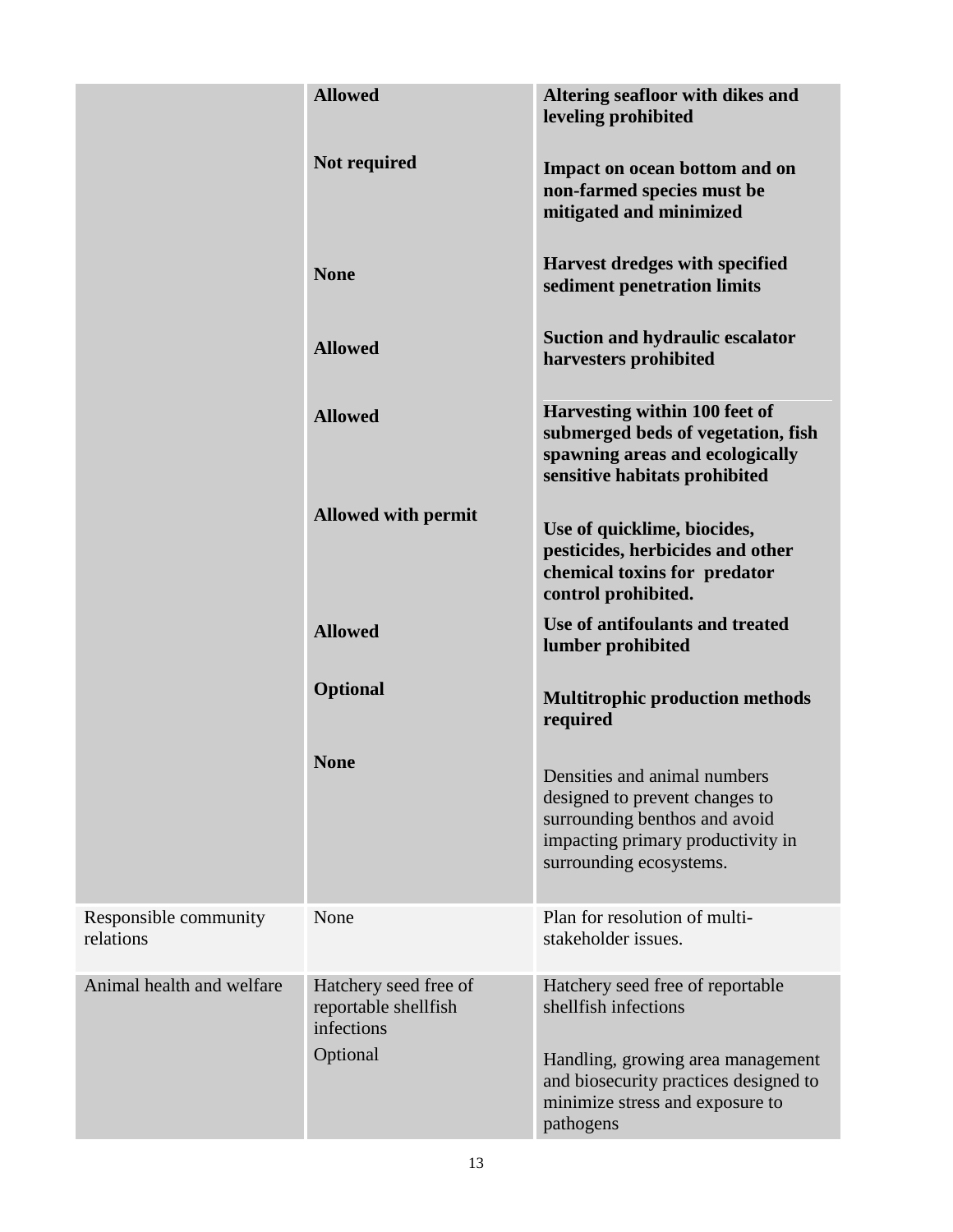| | | |
|---|---|---|
| | **Allowed** | **Altering seafloor with dikes and leveling prohibited** |
| | **Not required** | **Impact on ocean bottom and on non-farmed species must be mitigated and minimized** |
| | **None** | **Harvest dredges with specified sediment penetration limits** |
| | **Allowed** | **Suction and hydraulic escalator harvesters prohibited** |
| | **Allowed** | **Harvesting within 100 feet of submerged beds of vegetation, fish spawning areas and ecologically sensitive habitats prohibited** |
| | **Allowed with permit** | **Use of quicklime, biocides, pesticides, herbicides and other chemical toxins for predator control prohibited.** |
| | **Allowed** | **Use of antifoulants and treated lumber prohibited** |
| | **Optional** | **Multitrophic production methods required** |
| | **None** | Densities and animal numbers designed to prevent changes to surrounding benthos and avoid impacting primary productivity in surrounding ecosystems. |
| Responsible community relations | None | Plan for resolution of multi-stakeholder issues. |
| Animal health and welfare | Hatchery seed free of reportable shellfish infections | Hatchery seed free of reportable shellfish infections |
| | Optional | Handling, growing area management and biosecurity practices designed to minimize stress and exposure to pathogens |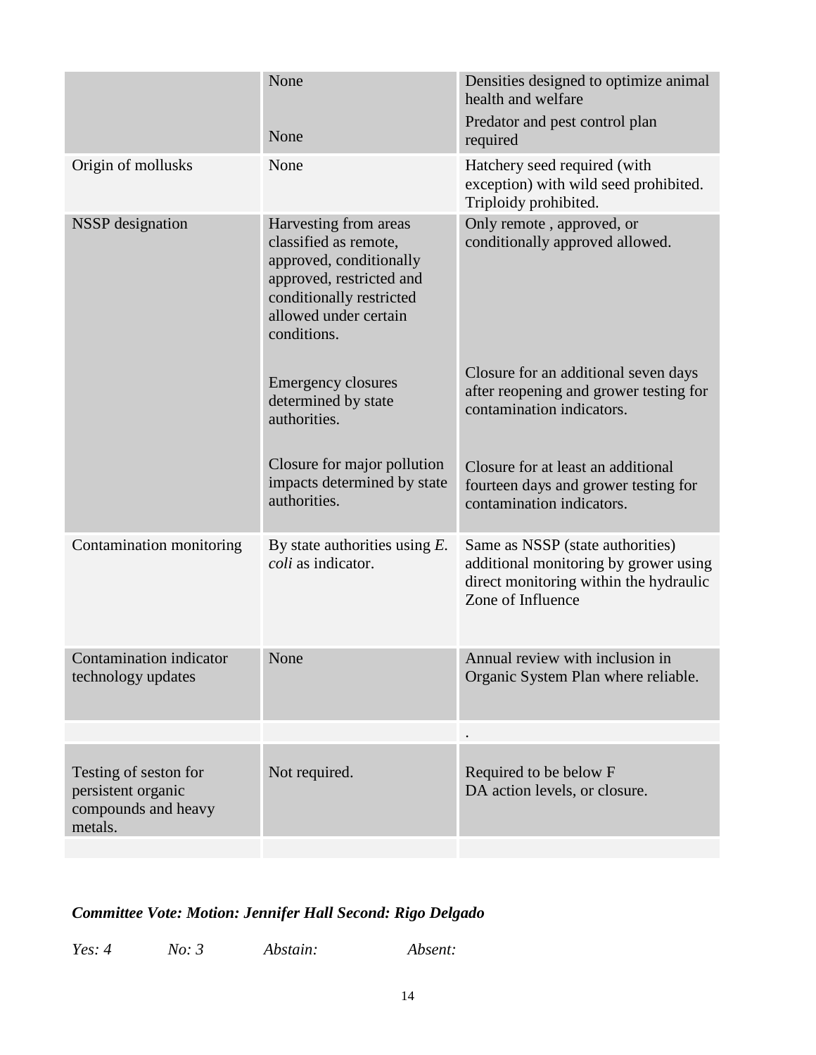| | | |
|---|---|---|
| | None<br><br>None | Densities designed to optimize animal health and welfare<br>Predator and pest control plan required |
| Origin of mollusks | None | Hatchery seed required (with exception) with wild seed prohibited. Triploidy prohibited. |
| NSSP designation | Harvesting from areas classified as remote, approved, conditionally approved, restricted and conditionally restricted allowed under certain conditions.<br><br>Emergency closures determined by state authorities.<br><br>Closure for major pollution impacts determined by state authorities. | Only remote , approved, or conditionally approved allowed.<br><br>Closure for an additional seven days after reopening and grower testing for contamination indicators.<br><br>Closure for at least an additional fourteen days and grower testing for contamination indicators. |
| Contamination monitoring | By state authorities using *E. coli* as indicator. | Same as NSSP (state authorities) additional monitoring by grower using direct monitoring within the hydraulic Zone of Influence |
| Contamination indicator technology updates | None | Annual review with inclusion in Organic System Plan where reliable. |
| | | . |
| Testing of seston for persistent organic compounds and heavy metals. | Not required. | Required to be below F DA action levels, or closure. |
| | | |

***Committee Vote: Motion: Jennifer Hall Second: Rigo Delgado***

*Yes: 4* *No: 3* *Abstain:* *Absent:*